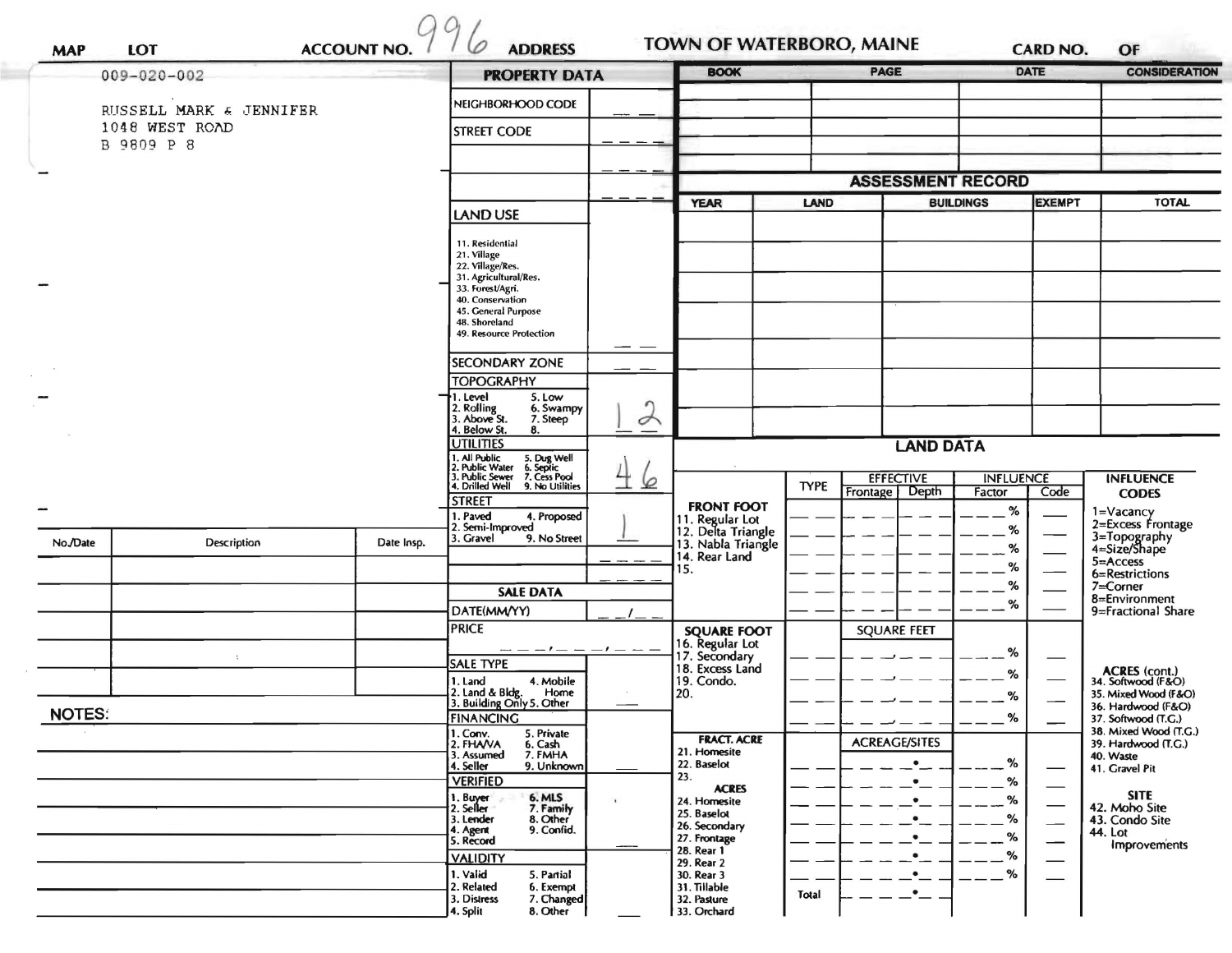MAP | LOT | ACCOUNT NO. 996 | ADDRESS

TOWN OF WATERBORO, MAINE

CARD NO. OF

009-020-002

RUSSELL MARK & JENNIFER
1048 WEST ROAD
B 9809 P 8

## PROPERTY DATA

| | |
|---|---|
| NEIGHBORHOOD CODE | |
| STREET CODE | |
| | |
| | |
| LAND USE<br>11. Residential<br>21. Village<br>22. Village/Res.<br>31. Agricultural/Res.<br>33. Forest/Agri.<br>40. Conservation<br>45. General Purpose<br>48. Shoreland<br>49. Resource Protection | |
| SECONDARY ZONE | |
| TOPOGRAPHY<br>1. Level 5. Low<br>2. Rolling 6. Swampy<br>3. Above St. 7. Steep<br>4. Below St. 8. | 1 2 |
| UTILITIES<br>1. All Public 5. Dug Well<br>2. Public Water 6. Septic<br>3. Public Sewer 7. Cess Pool<br>4. Drilled Well 9. No Utilities | 4 6 |
| STREET<br>1. Paved 4. Proposed<br>2. Semi-Improved<br>3. Gravel 9. No Street | 1 |

## SALE DATA

| | |
|---|---|
| DATE(MM/YY) | |
| PRICE | |
| SALE TYPE<br>1. Land 4. Mobile Home<br>2. Land & Bldg.<br>3. Building Only 5. Other | |
| FINANCING<br>1. Conv. 5. Private<br>2. FHA/VA 6. Cash<br>3. Assumed 7. FMHA<br>4. Seller 9. Unknown | |
| VERIFIED<br>1. Buyer 6. MLS<br>2. Seller 7. Family<br>3. Lender 8. Other<br>4. Agent 9. Confid.<br>5. Record | |
| VALIDITY<br>1. Valid 5. Partial<br>2. Related 6. Exempt<br>3. Distress 7. Changed<br>4. Split 8. Other | |

| BOOK | PAGE | DATE | CONSIDERATION |
|---|---|---|---|
| | | | |
| | | | |
| | | | |
| | | | |

## ASSESSMENT RECORD

| YEAR | LAND | BUILDINGS | EXEMPT | TOTAL |
|---|---|---|---|---|
| | | | | |
| | | | | |
| | | | | |
| | | | | |
| | | | | |
| | | | | |
| | | | | |

## LAND DATA

| | TYPE | EFFECTIVE Frontage | EFFECTIVE Depth | INFLUENCE Factor | INFLUENCE Code |
|---|---|---|---|---|---|
| FRONT FOOT<br>11. Regular Lot<br>12. Delta Triangle<br>13. Nabla Triangle<br>14. Rear Land<br>15. | | | | % | |
| SQUARE FOOT<br>16. Regular Lot<br>17. Secondary<br>18. Excess Land<br>19. Condo.<br>20. | | SQUARE FEET | | % | |
| FRACT. ACRE<br>21. Homesite<br>22. Baselot<br>23.<br>ACRES<br>24. Homesite<br>25. Baselot<br>26. Secondary<br>27. Frontage<br>28. Rear 1<br>29. Rear 2<br>30. Rear 3<br>31. Tillable<br>32. Pasture<br>33. Orchard | Total | ACREAGE/SITES | | % | |

**INFLUENCE CODES**
1=Vacancy
2=Excess Frontage
3=Topography
4=Size/Shape
5=Access
6=Restrictions
7=Corner
8=Environment
9=Fractional Share

**ACRES (cont.)**
34. Softwood (F&O)
35. Mixed Wood (F&O)
36. Hardwood (F&O)
37. Softwood (T.G.)
38. Mixed Wood (T.G.)
39. Hardwood (T.G.)
40. Waste
41. Gravel Pit

**SITE**
42. Moho Site
43. Condo Site
44. Lot Improvements

| No./Date | Description | Date Insp. |
|---|---|---|
| | | |
| | | |
| | | |
| | | |
| | | |

NOTES: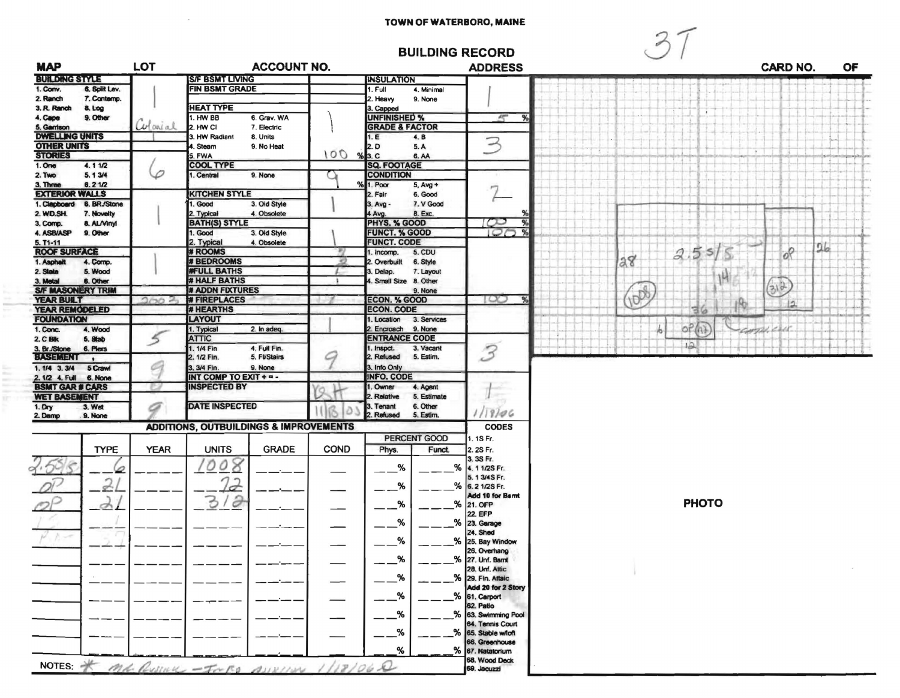TOWN OF WATERBORO, MAINE

3T

# BUILDING RECORD

| MAP | LOT | ACCOUNT NO. | ADDRESS | CARD NO. | OF |
|---|---|---|---|---|---|
| | | | | | |

| Field | Value | Field | Value | Field | Value |
|---|---|---|---|---|---|
| **BUILDING STYLE** 1. Conv. 6. Split Lev. 2. Ranch 7. Contemp. 3. R. Ranch 8. Log 4. Cape 9. Other 5. Garrison | 1 Colonial | **S/F BSMT LIVING** | | **INSULATION** 1. Full 4. Minimal 2. Heavy 9. None 3. Capped | 1 |
| **DWELLING UNITS** | 1 | **FIN BSMT GRADE** | | **UNFINISHED %** | 5 % |
| **OTHER UNITS** | | **HEAT TYPE** 1. HW BB 6. Grav. WA 2. HW Cl 7. Electric 3. HW Radiant 8. Units 4. Steam 9. No Heat 5. FWA | 1 100 % | **GRADE & FACTOR** 1. E 4. B 2. D 5. A 3. C 6. AA | 3 |
| **STORIES** 1. One 4. 1 1/2 2. Two 5. 1 3/4 3. Three 6. 2 1/2 | 6 | **COOL TYPE** 1. Central 9. None | 9 % | **SQ. FOOTAGE** | |
| **EXTERIOR WALLS** 1. Clapboard 6. BR./Stone 2. WD.SH. 7. Novelty 3. Comp. 8. AL/Vinyl 4. ASB/ASP 9. Other 5. T1-11 | 1 | **KITCHEN STYLE** 1. Good 3. Old Style 2. Typical 4. Obsolete | 1 | **CONDITION** 1. Poor 5. Avg + 2. Fair 6. Good 3. Avg - 7. V Good 4. Avg. 8. Exc. | 7 |
| | | **BATH(S) STYLE** 1. Good 3. Old Style 2. Typical 4. Obsolete | 1 | **PHYS. % GOOD** | 100 % |
| | | | | **FUNCT. % GOOD** | 100 % |
| **ROOF SURFACE** 1. Asphalt 4. Comp. 2. Slate 5. Wood 3. Metal 6. Other | 1 | **# ROOMS** | 7 | **FUNCT. CODE** 1. Incomp. 5. CDU 2. Overbuilt 6. Style 3. Depreciation 7. Layout 4. Small Size 8. Other 9. None | |
| | | **# BEDROOMS** | 2 | | |
| | | **#FULL BATHS** | 2 | | |
| | | **# HALF BATHS** | 1 | | |
| **S/F MASONERY TRIM** | | **# ADDN FIXTURES** | | | |
| **YEAR BUILT** | 2003 | **# FIREPLACES** | | **ECON. % GOOD** | 100 % |
| **YEAR REMODELED** | | **# HEARTHS** | | **ECON. CODE** 1. Location 3. Services 2. Encroach 9. None | |
| **FOUNDATION** 1. Conc. 4. Wood 2. C Blk 5. Slab 3. Br./Stone 6. Piers | 5 | **LAYOUT** 1. Typical 2. In adeq. | 1 | | |
| **BASEMENT** 1. 1/4 3. 3/4 5 Crawl 2. 1/2 4. Full 6. None | 9 | **ATTIC** 1. 1/4 Fin 4. Full Fin. 2. 1/2 Fin. 5. Fl/Stairs 3. 3/4 Fin. 9. None | 9 | **ENTRANCE CODE** 1. Inspct. 3. Vacant 2. Refused 5. Estim. 3. Info Only | 3 |
| **BSMT GAR # CARS** | 0 | **INT COMP TO EXIT + = -** | | **INFO. CODE** 1. Owner 4. Agent 2. Relative 5. Estimate 3. Tenant 6. Other 2. Refused 5. Estim. | 1 |
| **WET BASEMENT** 1. Dry 3. Wet 2. Damp 9. None | 9 | **INSPECTED BY** | BSH | | |
| | | **DATE INSPECTED** | 11/18/03 | | 1/18/06 |

Sketch: 2.5 s/s 28 x 36 (1008); OP 26 x 12 (312); OP 6 x 12 (72); 14; 18; 12

## ADDITIONS, OUTBUILDINGS & IMPROVEMENTS

| | TYPE | YEAR | UNITS | GRADE | COND | Phys. % | Funct. % |
|---|---|---|---|---|---|---|---|
| 2.5 s/s | 6 | | 1008 | | | % | % |
| OP | 21 | | 72 | | | % | % |
| OP | 21 | | 312 | | | % | % |
| | | | | | | % | % |
| | | | | | | % | % |

**CODES**
1. 1S Fr.
2. 2S Fr.
3. 3S Fr.
4. 1 1/2S Fr.
5. 1 3/4S Fr.
6. 2 1/2S Fr.
Add 10 for Bsmt
21. OFP
22. EFP
23. Garage
24. Shed
25. Bay Window
26. Overhang
27. Unf. Bsmt
28. Unf. Attic
29. Fin. Attaic
Add 20 for 2 Story
61. Carport
62. Patio
63. Swimming Pool
64. Tennis Court
65. Stable w/loft
66. Greenhouse
67. Natatorium
68. Wood Deck
69. Jacuzzi

PHOTO

NOTES: * ... 1/18/06